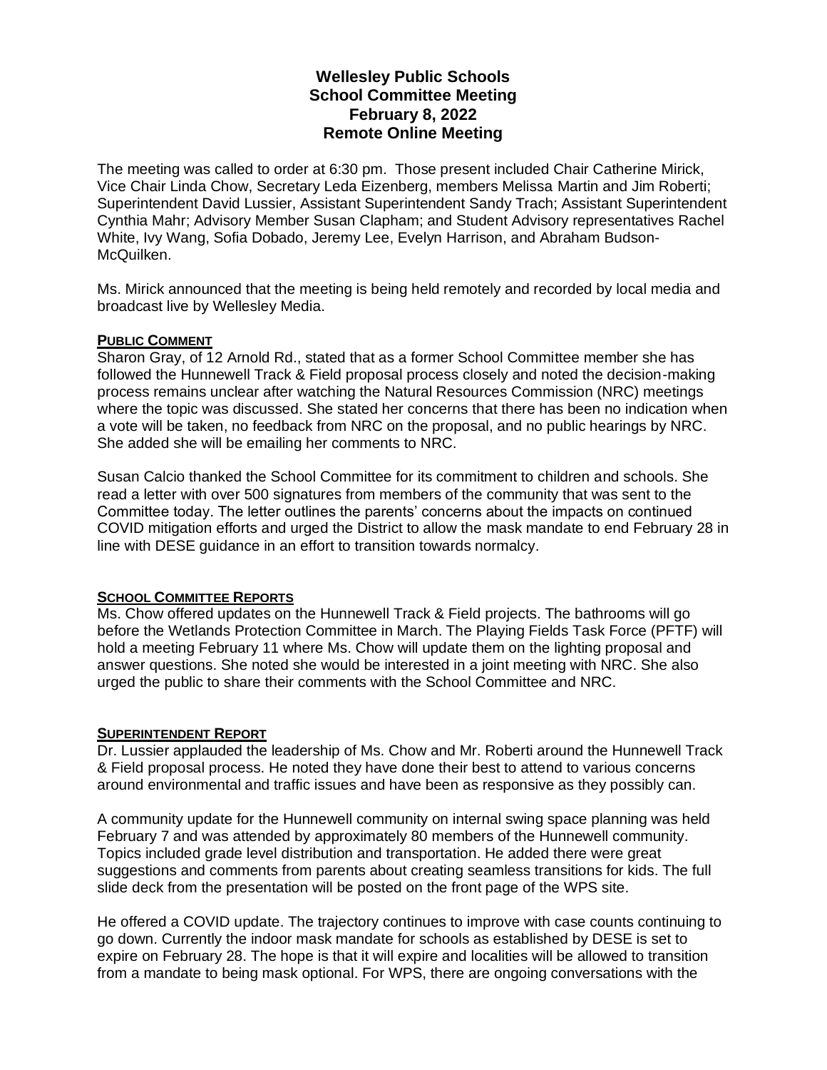# Wellesley Public Schools
## School Committee Meeting
## February 8, 2022
## Remote Online Meeting

The meeting was called to order at 6:30 pm. Those present included Chair Catherine Mirick, Vice Chair Linda Chow, Secretary Leda Eizenberg, members Melissa Martin and Jim Roberti; Superintendent David Lussier, Assistant Superintendent Sandy Trach; Assistant Superintendent Cynthia Mahr; Advisory Member Susan Clapham; and Student Advisory representatives Rachel White, Ivy Wang, Sofia Dobado, Jeremy Lee, Evelyn Harrison, and Abraham Budson-McQuilken.

Ms. Mirick announced that the meeting is being held remotely and recorded by local media and broadcast live by Wellesley Media.

### PUBLIC COMMENT

Sharon Gray, of 12 Arnold Rd., stated that as a former School Committee member she has followed the Hunnewell Track & Field proposal process closely and noted the decision-making process remains unclear after watching the Natural Resources Commission (NRC) meetings where the topic was discussed. She stated her concerns that there has been no indication when a vote will be taken, no feedback from NRC on the proposal, and no public hearings by NRC. She added she will be emailing her comments to NRC.

Susan Calcio thanked the School Committee for its commitment to children and schools. She read a letter with over 500 signatures from members of the community that was sent to the Committee today. The letter outlines the parents' concerns about the impacts on continued COVID mitigation efforts and urged the District to allow the mask mandate to end February 28 in line with DESE guidance in an effort to transition towards normalcy.

### SCHOOL COMMITTEE REPORTS

Ms. Chow offered updates on the Hunnewell Track & Field projects. The bathrooms will go before the Wetlands Protection Committee in March. The Playing Fields Task Force (PFTF) will hold a meeting February 11 where Ms. Chow will update them on the lighting proposal and answer questions. She noted she would be interested in a joint meeting with NRC. She also urged the public to share their comments with the School Committee and NRC.

### SUPERINTENDENT REPORT

Dr. Lussier applauded the leadership of Ms. Chow and Mr. Roberti around the Hunnewell Track & Field proposal process. He noted they have done their best to attend to various concerns around environmental and traffic issues and have been as responsive as they possibly can.

A community update for the Hunnewell community on internal swing space planning was held February 7 and was attended by approximately 80 members of the Hunnewell community. Topics included grade level distribution and transportation. He added there were great suggestions and comments from parents about creating seamless transitions for kids. The full slide deck from the presentation will be posted on the front page of the WPS site.

He offered a COVID update. The trajectory continues to improve with case counts continuing to go down. Currently the indoor mask mandate for schools as established by DESE is set to expire on February 28. The hope is that it will expire and localities will be allowed to transition from a mandate to being mask optional. For WPS, there are ongoing conversations with the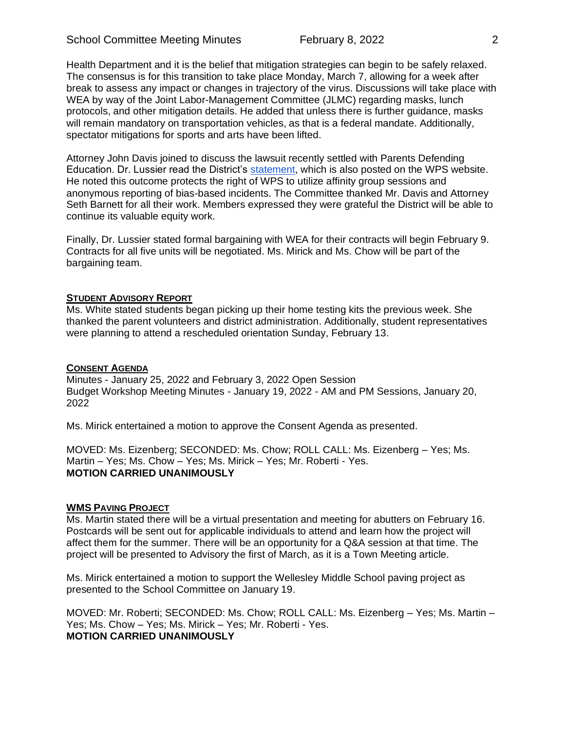Health Department and it is the belief that mitigation strategies can begin to be safely relaxed. The consensus is for this transition to take place Monday, March 7, allowing for a week after break to assess any impact or changes in trajectory of the virus. Discussions will take place with WEA by way of the Joint Labor-Management Committee (JLMC) regarding masks, lunch protocols, and other mitigation details. He added that unless there is further guidance, masks will remain mandatory on transportation vehicles, as that is a federal mandate. Additionally, spectator mitigations for sports and arts have been lifted.

Attorney John Davis joined to discuss the lawsuit recently settled with Parents Defending Education. Dr. Lussier read the District's statement, which is also posted on the WPS website. He noted this outcome protects the right of WPS to utilize affinity group sessions and anonymous reporting of bias-based incidents. The Committee thanked Mr. Davis and Attorney Seth Barnett for all their work. Members expressed they were grateful the District will be able to continue its valuable equity work.

Finally, Dr. Lussier stated formal bargaining with WEA for their contracts will begin February 9. Contracts for all five units will be negotiated. Ms. Mirick and Ms. Chow will be part of the bargaining team.

## STUDENT ADVISORY REPORT

Ms. White stated students began picking up their home testing kits the previous week. She thanked the parent volunteers and district administration. Additionally, student representatives were planning to attend a rescheduled orientation Sunday, February 13.

## CONSENT AGENDA

Minutes - January 25, 2022 and February 3, 2022 Open Session
Budget Workshop Meeting Minutes - January 19, 2022 - AM and PM Sessions, January 20, 2022

Ms. Mirick entertained a motion to approve the Consent Agenda as presented.

MOVED: Ms. Eizenberg; SECONDED: Ms. Chow; ROLL CALL: Ms. Eizenberg – Yes; Ms. Martin – Yes; Ms. Chow – Yes; Ms. Mirick – Yes; Mr. Roberti - Yes.
**MOTION CARRIED UNANIMOUSLY**

## WMS PAVING PROJECT

Ms. Martin stated there will be a virtual presentation and meeting for abutters on February 16. Postcards will be sent out for applicable individuals to attend and learn how the project will affect them for the summer. There will be an opportunity for a Q&A session at that time. The project will be presented to Advisory the first of March, as it is a Town Meeting article.

Ms. Mirick entertained a motion to support the Wellesley Middle School paving project as presented to the School Committee on January 19.

MOVED: Mr. Roberti; SECONDED: Ms. Chow; ROLL CALL: Ms. Eizenberg – Yes; Ms. Martin – Yes; Ms. Chow – Yes; Ms. Mirick – Yes; Mr. Roberti - Yes.
**MOTION CARRIED UNANIMOUSLY**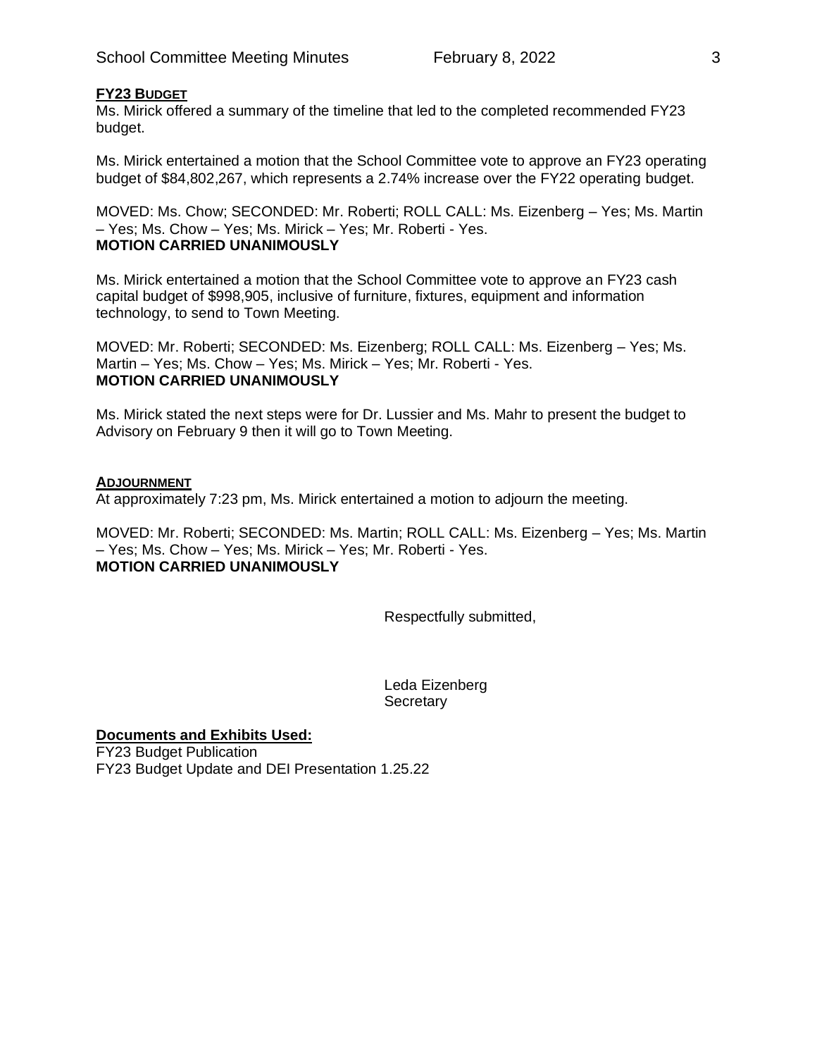## FY23 BUDGET

Ms. Mirick offered a summary of the timeline that led to the completed recommended FY23 budget.

Ms. Mirick entertained a motion that the School Committee vote to approve an FY23 operating budget of $84,802,267, which represents a 2.74% increase over the FY22 operating budget.

MOVED: Ms. Chow; SECONDED: Mr. Roberti; ROLL CALL: Ms. Eizenberg – Yes; Ms. Martin – Yes; Ms. Chow – Yes; Ms. Mirick – Yes; Mr. Roberti - Yes.
**MOTION CARRIED UNANIMOUSLY**

Ms. Mirick entertained a motion that the School Committee vote to approve an FY23 cash capital budget of $998,905, inclusive of furniture, fixtures, equipment and information technology, to send to Town Meeting.

MOVED: Mr. Roberti; SECONDED: Ms. Eizenberg; ROLL CALL: Ms. Eizenberg – Yes; Ms. Martin – Yes; Ms. Chow – Yes; Ms. Mirick – Yes; Mr. Roberti - Yes.
**MOTION CARRIED UNANIMOUSLY**

Ms. Mirick stated the next steps were for Dr. Lussier and Ms. Mahr to present the budget to Advisory on February 9 then it will go to Town Meeting.

## ADJOURNMENT

At approximately 7:23 pm, Ms. Mirick entertained a motion to adjourn the meeting.

MOVED: Mr. Roberti; SECONDED: Ms. Martin; ROLL CALL: Ms. Eizenberg – Yes; Ms. Martin – Yes; Ms. Chow – Yes; Ms. Mirick – Yes; Mr. Roberti - Yes.
**MOTION CARRIED UNANIMOUSLY**

Respectfully submitted,

Leda Eizenberg
Secretary

**Documents and Exhibits Used:**

FY23 Budget Publication
FY23 Budget Update and DEI Presentation 1.25.22